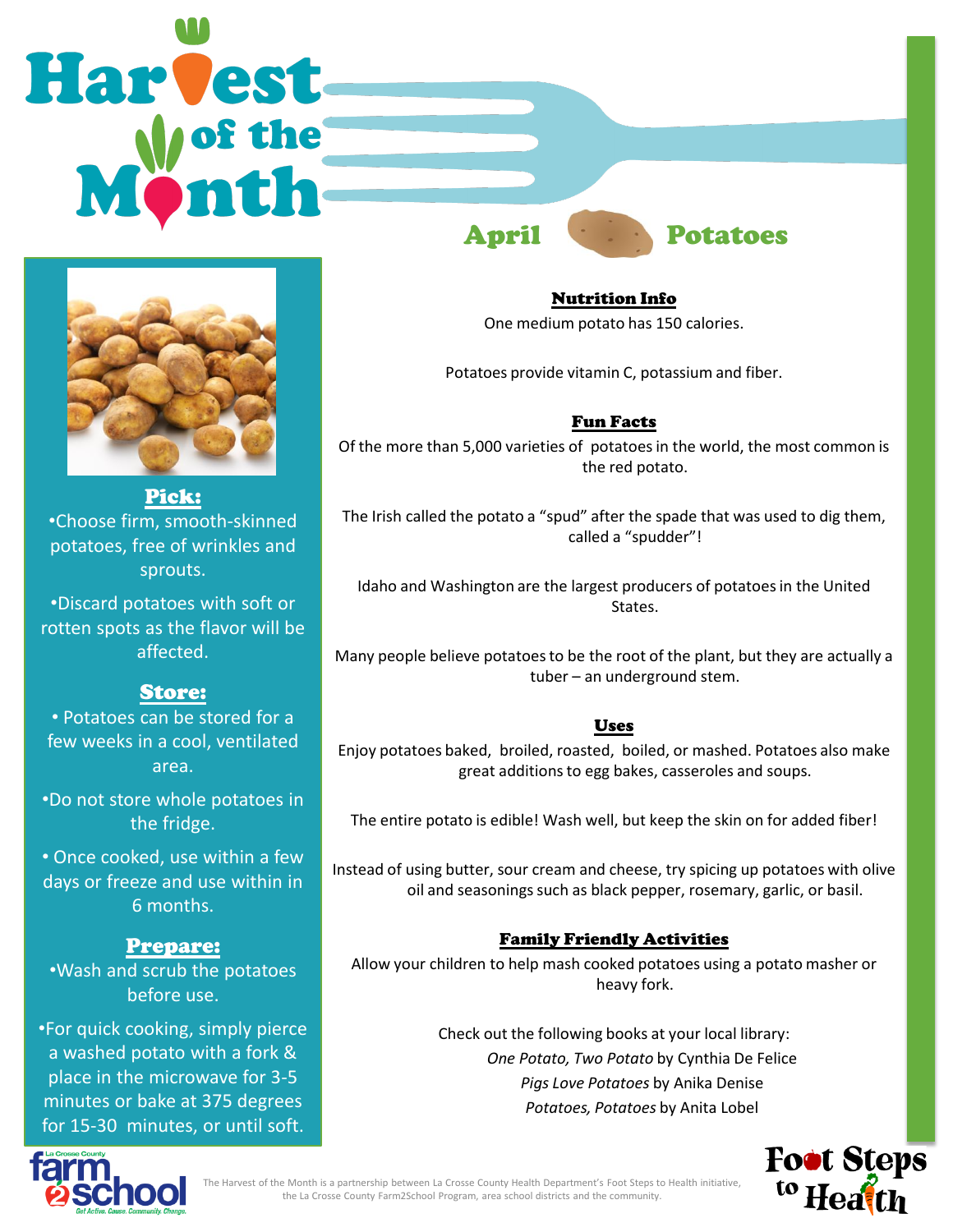# Harvest of the Month

## April — Potatoes

### Pick:

- Choose firm, smooth-skinned potatoes, free of wrinkles and sprouts.
- Discard potatoes with soft or rotten spots as the flavor will be affected.

### Store:

- Potatoes can be stored for a few weeks in a cool, ventilated area.
- Do not store whole potatoes in the fridge.
- Once cooked, use within a few days or freeze and use within in 6 months.

### Prepare:

- Wash and scrub the potatoes before use.
- For quick cooking, simply pierce a washed potato with a fork & place in the microwave for 3-5 minutes or bake at 375 degrees for 15-30 minutes, or until soft.

### Nutrition Info

One medium potato has 150 calories.

Potatoes provide vitamin C, potassium and fiber.

### Fun Facts

Of the more than 5,000 varieties of potatoes in the world, the most common is the red potato.

The Irish called the potato a "spud" after the spade that was used to dig them, called a "spudder"!

Idaho and Washington are the largest producers of potatoes in the United States.

Many people believe potatoes to be the root of the plant, but they are actually a tuber – an underground stem.

### Uses

Enjoy potatoes baked, broiled, roasted, boiled, or mashed. Potatoes also make great additions to egg bakes, casseroles and soups.

The entire potato is edible! Wash well, but keep the skin on for added fiber!

Instead of using butter, sour cream and cheese, try spicing up potatoes with olive oil and seasonings such as black pepper, rosemary, garlic, or basil.

### Family Friendly Activities

Allow your children to help mash cooked potatoes using a potato masher or heavy fork.

Check out the following books at your local library:

*One Potato, Two Potato* by Cynthia De Felice
*Pigs Love Potatoes* by Anika Denise
*Potatoes, Potatoes* by Anita Lobel

La Crosse County farm2school — Get Active. Cause. Community. Change.

The Harvest of the Month is a partnership between La Crosse County Health Department's Foot Steps to Health initiative, the La Crosse County Farm2School Program, area school districts and the community.

Foot Steps to Health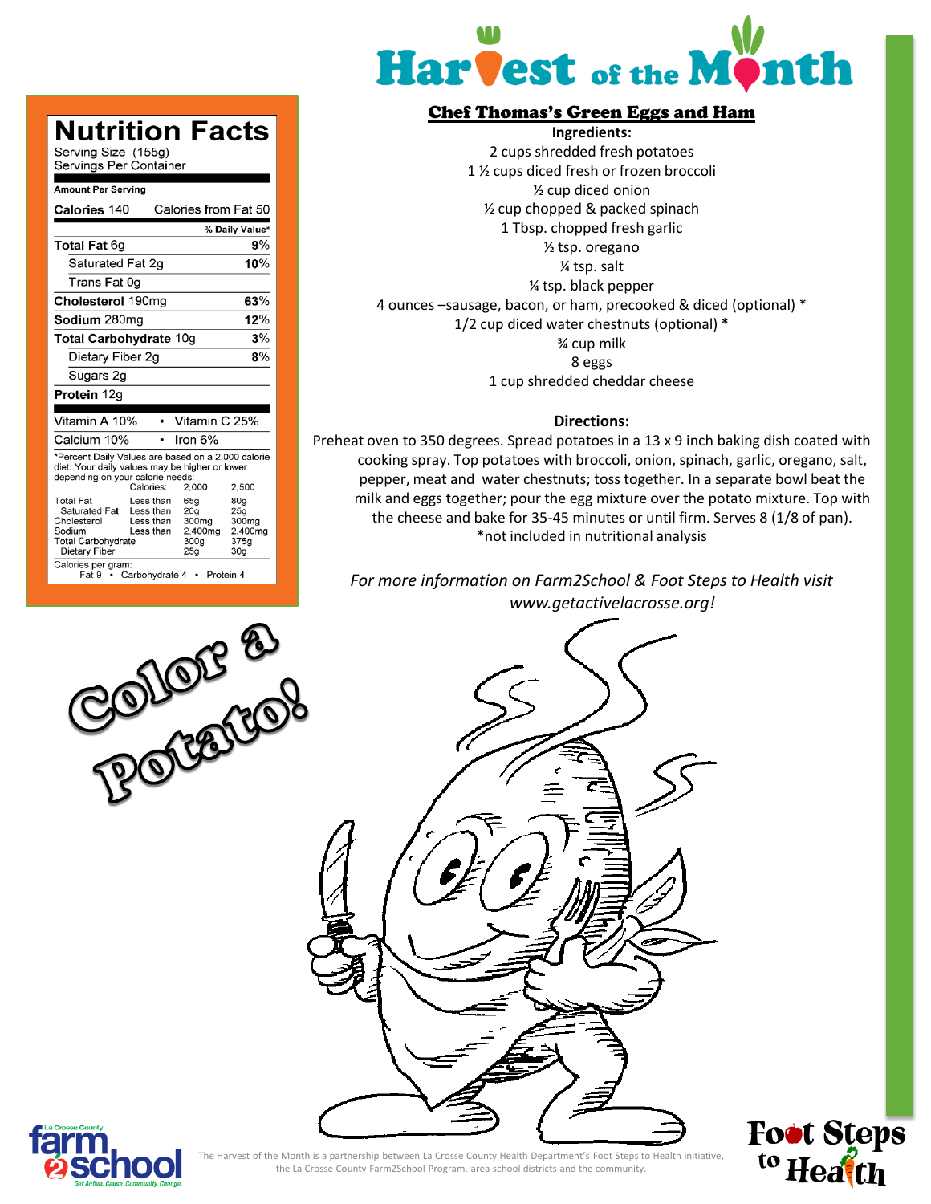# Harvest of the Month

## Chef Thomas's Green Eggs and Ham

**Ingredients:**

2 cups shredded fresh potatoes
1 ½ cups diced fresh or frozen broccoli
½ cup diced onion
½ cup chopped & packed spinach
1 Tbsp. chopped fresh garlic
½ tsp. oregano
¼ tsp. salt
¼ tsp. black pepper
4 ounces –sausage, bacon, or ham, precooked & diced (optional) *
1/2 cup diced water chestnuts (optional) *
¾ cup milk
8 eggs
1 cup shredded cheddar cheese

**Directions:**

Preheat oven to 350 degrees. Spread potatoes in a 13 x 9 inch baking dish coated with cooking spray. Top potatoes with broccoli, onion, spinach, garlic, oregano, salt, pepper, meat and water chestnuts; toss together. In a separate bowl beat the milk and eggs together; pour the egg mixture over the potato mixture. Top with the cheese and bake for 35-45 minutes or until firm. Serves 8 (1/8 of pan).

*not included in nutritional analysis

*For more information on Farm2School & Foot Steps to Health visit www.getactivelacrosse.org!*

## Nutrition Facts

Serving Size (155g)
Servings Per Container

| Amount Per Serving | |
|---|---|
| **Calories** 140 | Calories from Fat 50 |
| | **% Daily Value*** |
| **Total Fat** 6g | **9%** |
| Saturated Fat 2g | **10%** |
| Trans Fat 0g | |
| **Cholesterol** 190mg | **63%** |
| **Sodium** 280mg | **12%** |
| **Total Carbohydrate** 10g | **3%** |
| Dietary Fiber 2g | **8%** |
| Sugars 2g | |
| **Protein** 12g | |
| Vitamin A 10% | Vitamin C 25% |
| Calcium 10% | Iron 6% |

*Percent Daily Values are based on a 2,000 calorie diet. Your daily values may be higher or lower depending on your calorie needs:

| | Calories: | 2,000 | 2,500 |
|---|---|---|---|
| Total Fat | Less than | 65g | 80g |
| Saturated Fat | Less than | 20g | 25g |
| Cholesterol | Less than | 300mg | 300mg |
| Sodium | Less than | 2,400mg | 2,400mg |
| Total Carbohydrate | | 300g | 375g |
| Dietary Fiber | | 25g | 30g |

Calories per gram:
Fat 9 • Carbohydrate 4 • Protein 4

**Color a Potato!**

The Harvest of the Month is a partnership between La Crosse County Health Department's Foot Steps to Health initiative, the La Crosse County Farm2School Program, area school districts and the community.

La Crosse County farm 2 school — Get Active. Cause. Community. Change.

Foot Steps to Health